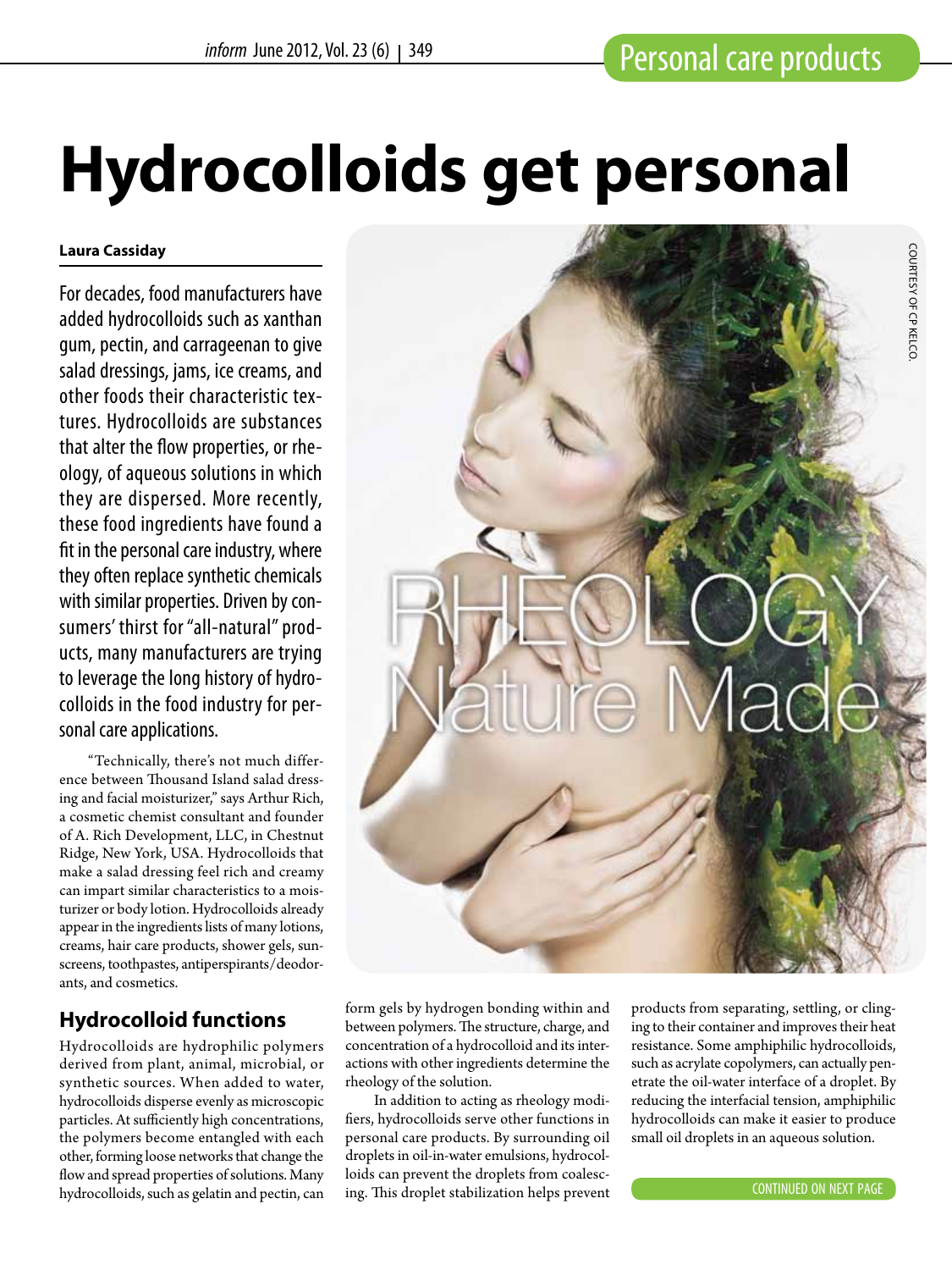# Hydrocolloids get personal

**Laura Cassiday**

For decades, food manufacturers have added hydrocolloids such as xanthan gum, pectin, and carrageenan to give salad dressings, jams, ice creams, and other foods their characteristic textures. Hydrocolloids are substances that alter the flow properties, or rheology, of aqueous solutions in which they are dispersed. More recently, these food ingredients have found a fit in the personal care industry, where they often replace synthetic chemicals with similar properties. Driven by consumers' thirst for "all-natural" products, many manufacturers are trying to leverage the long history of hydrocolloids in the food industry for personal care applications.

"Technically, there's not much difference between Thousand Island salad dressing and facial moisturizer," says Arthur Rich, a cosmetic chemist consultant and founder of A. Rich Development, LLC, in Chestnut Ridge, New York, USA. Hydrocolloids that make a salad dressing feel rich and creamy can impart similar characteristics to a moisturizer or body lotion. Hydrocolloids already appear in the ingredients lists of many lotions, creams, hair care products, shower gels, sunscreens, toothpastes, antiperspirants/deodorants, and cosmetics.

## Hydrocolloid functions

Hydrocolloids are hydrophilic polymers derived from plant, animal, microbial, or synthetic sources. When added to water, hydrocolloids disperse evenly as microscopic particles. At sufficiently high concentrations, the polymers become entangled with each other, forming loose networks that change the flow and spread properties of solutions. Many hydrocolloids, such as gelatin and pectin, can form gels by hydrogen bonding within and between polymers. The structure, charge, and concentration of a hydrocolloid and its interactions with other ingredients determine the rheology of the solution.

In addition to acting as rheology modifiers, hydrocolloids serve other functions in personal care products. By surrounding oil droplets in oil-in-water emulsions, hydrocolloids can prevent the droplets from coalescing. This droplet stabilization helps prevent products from separating, settling, or clinging to their container and improves their heat resistance. Some amphiphilic hydrocolloids, such as acrylate copolymers, can actually penetrate the oil-water interface of a droplet. By reducing the interfacial tension, amphiphilic hydrocolloids can make it easier to produce small oil droplets in an aqueous solution.

CONTINUED ON NEXT PAGE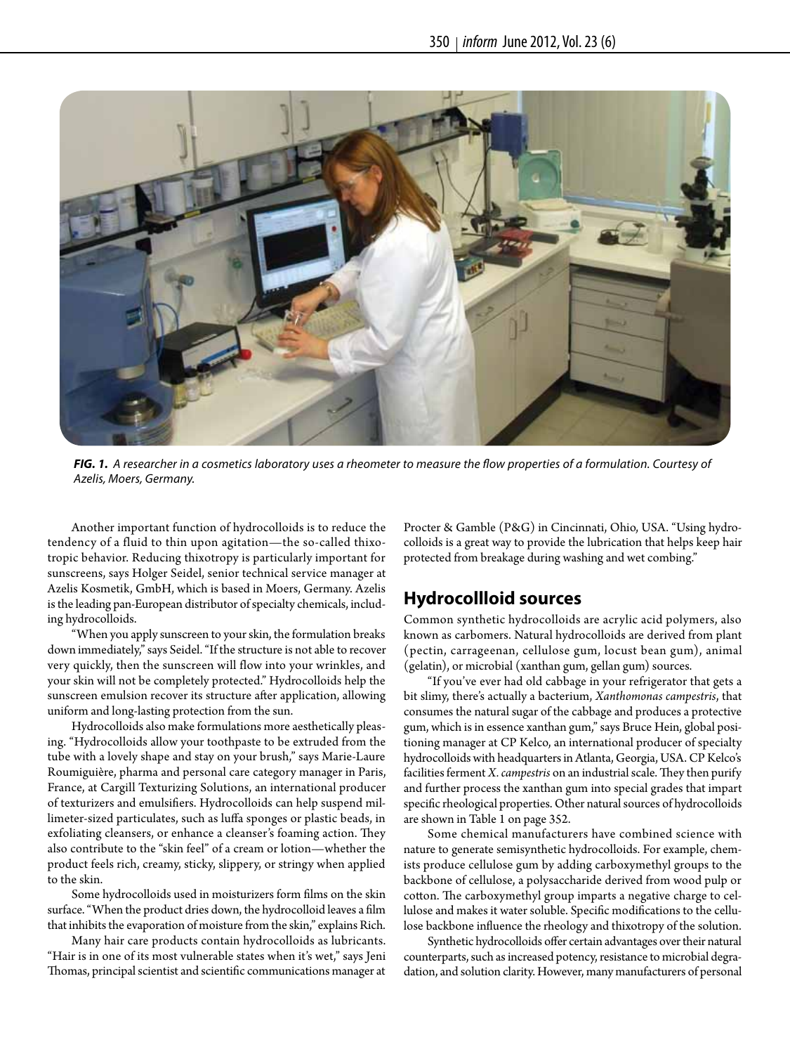*FIG. 1. A researcher in a cosmetics laboratory uses a rheometer to measure the flow properties of a formulation. Courtesy of Azelis, Moers, Germany.*

Another important function of hydrocolloids is to reduce the tendency of a fluid to thin upon agitation—the so-called thixotropic behavior. Reducing thixotropy is particularly important for sunscreens, says Holger Seidel, senior technical service manager at Azelis Kosmetik, GmbH, which is based in Moers, Germany. Azelis is the leading pan-European distributor of specialty chemicals, including hydrocolloids.

"When you apply sunscreen to your skin, the formulation breaks down immediately," says Seidel. "If the structure is not able to recover very quickly, then the sunscreen will flow into your wrinkles, and your skin will not be completely protected." Hydrocolloids help the sunscreen emulsion recover its structure after application, allowing uniform and long-lasting protection from the sun.

Hydrocolloids also make formulations more aesthetically pleasing. "Hydrocolloids allow your toothpaste to be extruded from the tube with a lovely shape and stay on your brush," says Marie-Laure Roumiguière, pharma and personal care category manager in Paris, France, at Cargill Texturizing Solutions, an international producer of texturizers and emulsifiers. Hydrocolloids can help suspend millimeter-sized particulates, such as luffa sponges or plastic beads, in exfoliating cleansers, or enhance a cleanser's foaming action. They also contribute to the "skin feel" of a cream or lotion—whether the product feels rich, creamy, sticky, slippery, or stringy when applied to the skin.

Some hydrocolloids used in moisturizers form films on the skin surface. "When the product dries down, the hydrocolloid leaves a film that inhibits the evaporation of moisture from the skin," explains Rich.

Many hair care products contain hydrocolloids as lubricants. "Hair is in one of its most vulnerable states when it's wet," says Jeni Thomas, principal scientist and scientific communications manager at Procter & Gamble (P&G) in Cincinnati, Ohio, USA. "Using hydrocolloids is a great way to provide the lubrication that helps keep hair protected from breakage during washing and wet combing."

## Hydrocollloid sources

Common synthetic hydrocolloids are acrylic acid polymers, also known as carbomers. Natural hydrocolloids are derived from plant (pectin, carrageenan, cellulose gum, locust bean gum), animal (gelatin), or microbial (xanthan gum, gellan gum) sources.

"If you've ever had old cabbage in your refrigerator that gets a bit slimy, there's actually a bacterium, *Xanthomonas campestris*, that consumes the natural sugar of the cabbage and produces a protective gum, which is in essence xanthan gum," says Bruce Hein, global positioning manager at CP Kelco, an international producer of specialty hydrocolloids with headquarters in Atlanta, Georgia, USA. CP Kelco's facilities ferment *X. campestris* on an industrial scale. They then purify and further process the xanthan gum into special grades that impart specific rheological properties. Other natural sources of hydrocolloids are shown in Table 1 on page 352.

Some chemical manufacturers have combined science with nature to generate semisynthetic hydrocolloids. For example, chemists produce cellulose gum by adding carboxymethyl groups to the backbone of cellulose, a polysaccharide derived from wood pulp or cotton. The carboxymethyl group imparts a negative charge to cellulose and makes it water soluble. Specific modifications to the cellulose backbone influence the rheology and thixotropy of the solution.

Synthetic hydrocolloids offer certain advantages over their natural counterparts, such as increased potency, resistance to microbial degradation, and solution clarity. However, many manufacturers of personal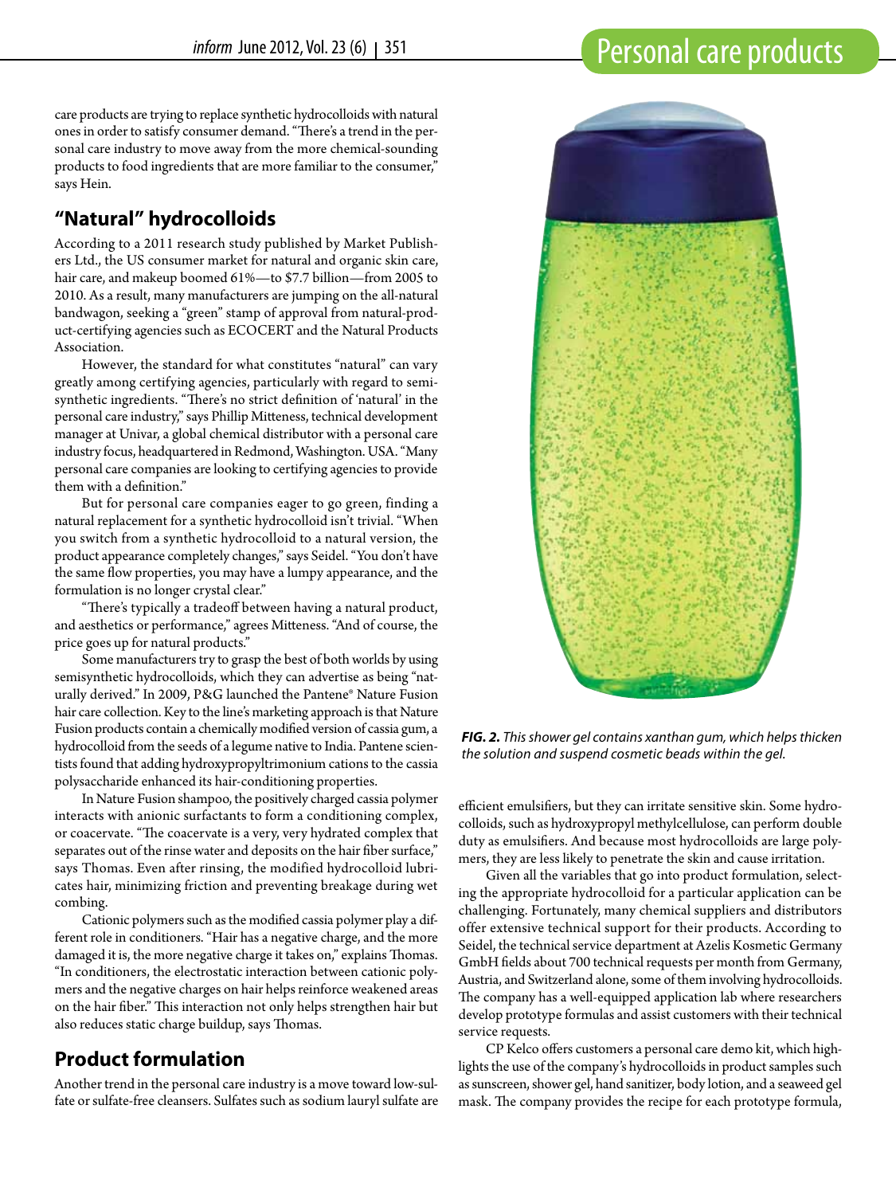care products are trying to replace synthetic hydrocolloids with natural ones in order to satisfy consumer demand. "There's a trend in the personal care industry to move away from the more chemical-sounding products to food ingredients that are more familiar to the consumer," says Hein.

## "Natural" hydrocolloids

According to a 2011 research study published by Market Publishers Ltd., the US consumer market for natural and organic skin care, hair care, and makeup boomed 61%—to $7.7 billion—from 2005 to 2010. As a result, many manufacturers are jumping on the all-natural bandwagon, seeking a "green" stamp of approval from natural-product-certifying agencies such as ECOCERT and the Natural Products Association.

However, the standard for what constitutes "natural" can vary greatly among certifying agencies, particularly with regard to semisynthetic ingredients. "There's no strict definition of 'natural' in the personal care industry," says Phillip Mitteness, technical development manager at Univar, a global chemical distributor with a personal care industry focus, headquartered in Redmond, Washington. USA. "Many personal care companies are looking to certifying agencies to provide them with a definition."

But for personal care companies eager to go green, finding a natural replacement for a synthetic hydrocolloid isn't trivial. "When you switch from a synthetic hydrocolloid to a natural version, the product appearance completely changes," says Seidel. "You don't have the same flow properties, you may have a lumpy appearance, and the formulation is no longer crystal clear."

"There's typically a tradeoff between having a natural product, and aesthetics or performance," agrees Mitteness. "And of course, the price goes up for natural products."

Some manufacturers try to grasp the best of both worlds by using semisynthetic hydrocolloids, which they can advertise as being "naturally derived." In 2009, P&G launched the Pantene® Nature Fusion hair care collection. Key to the line's marketing approach is that Nature Fusion products contain a chemically modified version of cassia gum, a hydrocolloid from the seeds of a legume native to India. Pantene scientists found that adding hydroxypropyltrimonium cations to the cassia polysaccharide enhanced its hair-conditioning properties.

In Nature Fusion shampoo, the positively charged cassia polymer interacts with anionic surfactants to form a conditioning complex, or coacervate. "The coacervate is a very, very hydrated complex that separates out of the rinse water and deposits on the hair fiber surface," says Thomas. Even after rinsing, the modified hydrocolloid lubricates hair, minimizing friction and preventing breakage during wet combing.

Cationic polymers such as the modified cassia polymer play a different role in conditioners. "Hair has a negative charge, and the more damaged it is, the more negative charge it takes on," explains Thomas. "In conditioners, the electrostatic interaction between cationic polymers and the negative charges on hair helps reinforce weakened areas on the hair fiber." This interaction not only helps strengthen hair but also reduces static charge buildup, says Thomas.

## Product formulation

Another trend in the personal care industry is a move toward low-sulfate or sulfate-free cleansers. Sulfates such as sodium lauryl sulfate are efficient emulsifiers, but they can irritate sensitive skin. Some hydrocolloids, such as hydroxypropyl methylcellulose, can perform double duty as emulsifiers. And because most hydrocolloids are large polymers, they are less likely to penetrate the skin and cause irritation.

Given all the variables that go into product formulation, selecting the appropriate hydrocolloid for a particular application can be challenging. Fortunately, many chemical suppliers and distributors offer extensive technical support for their products. According to Seidel, the technical service department at Azelis Kosmetic Germany GmbH fields about 700 technical requests per month from Germany, Austria, and Switzerland alone, some of them involving hydrocolloids. The company has a well-equipped application lab where researchers develop prototype formulas and assist customers with their technical service requests.

CP Kelco offers customers a personal care demo kit, which highlights the use of the company's hydrocolloids in product samples such as sunscreen, shower gel, hand sanitizer, body lotion, and a seaweed gel mask. The company provides the recipe for each prototype formula,

***FIG. 2.*** *This shower gel contains xanthan gum, which helps thicken the solution and suspend cosmetic beads within the gel.*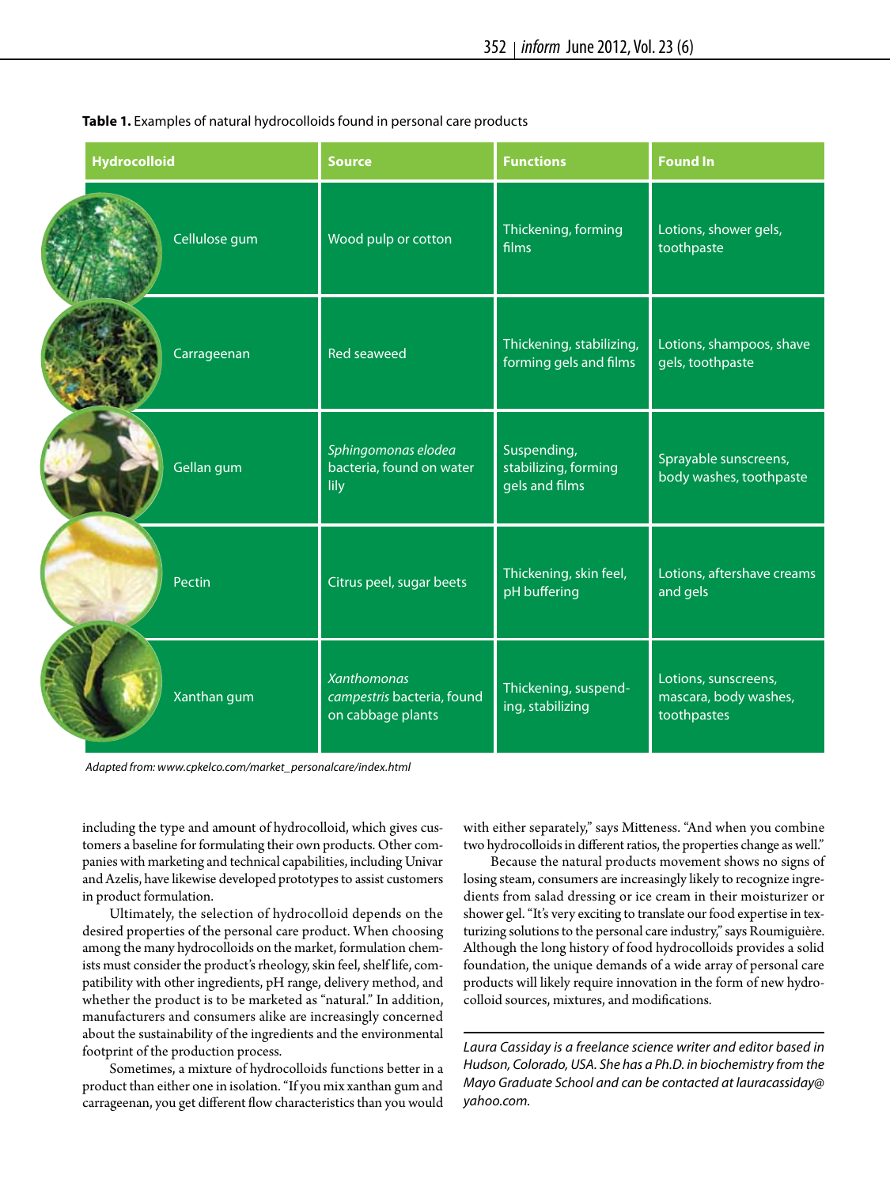**Table 1.** Examples of natural hydrocolloids found in personal care products

| Hydrocolloid | Source | Functions | Found In |
|---|---|---|---|
| Cellulose gum | Wood pulp or cotton | Thickening, forming films | Lotions, shower gels, toothpaste |
| Carrageenan | Red seaweed | Thickening, stabilizing, forming gels and films | Lotions, shampoos, shave gels, toothpaste |
| Gellan gum | *Sphingomonas elodea* bacteria, found on water lily | Suspending, stabilizing, forming gels and films | Sprayable sunscreens, body washes, toothpaste |
| Pectin | Citrus peel, sugar beets | Thickening, skin feel, pH buffering | Lotions, aftershave creams and gels |
| Xanthan gum | *Xanthomonas campestris* bacteria, found on cabbage plants | Thickening, suspending, stabilizing | Lotions, sunscreens, mascara, body washes, toothpastes |

*Adapted from: www.cpkelco.com/market_personalcare/index.html*

including the type and amount of hydrocolloid, which gives customers a baseline for formulating their own products. Other companies with marketing and technical capabilities, including Univar and Azelis, have likewise developed prototypes to assist customers in product formulation.

Ultimately, the selection of hydrocolloid depends on the desired properties of the personal care product. When choosing among the many hydrocolloids on the market, formulation chemists must consider the product's rheology, skin feel, shelf life, compatibility with other ingredients, pH range, delivery method, and whether the product is to be marketed as "natural." In addition, manufacturers and consumers alike are increasingly concerned about the sustainability of the ingredients and the environmental footprint of the production process.

Sometimes, a mixture of hydrocolloids functions better in a product than either one in isolation. "If you mix xanthan gum and carrageenan, you get different flow characteristics than you would with either separately," says Mitteness. "And when you combine two hydrocolloids in different ratios, the properties change as well."

Because the natural products movement shows no signs of losing steam, consumers are increasingly likely to recognize ingredients from salad dressing or ice cream in their moisturizer or shower gel. "It's very exciting to translate our food expertise in texturizing solutions to the personal care industry," says Roumiguière. Although the long history of food hydrocolloids provides a solid foundation, the unique demands of a wide array of personal care products will likely require innovation in the form of new hydrocolloid sources, mixtures, and modifications.

---

*Laura Cassiday is a freelance science writer and editor based in Hudson, Colorado, USA. She has a Ph.D. in biochemistry from the Mayo Graduate School and can be contacted at lauracassiday@yahoo.com.*